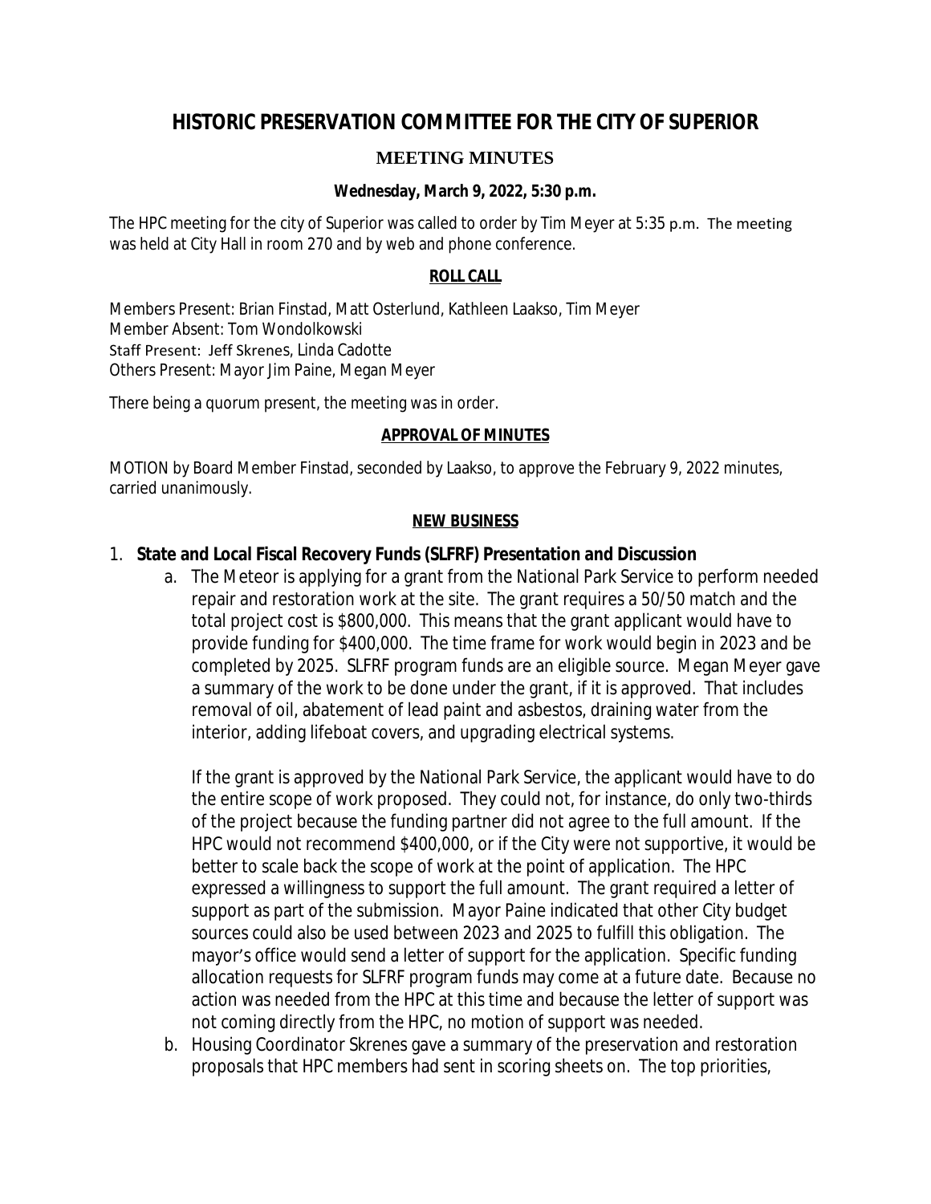# HISTORIC PRESERVATION COMMITTEE FOR THE CITY OF SUPERIOR

## MEETING MINUTES

**Wednesday, March 9, 2022, 5:30 p.m.**

The HPC meeting for the city of Superior was called to order by Tim Meyer at 5:35 p.m. The meeting was held at City Hall in room 270 and by web and phone conference.

### ROLL CALL

Members Present: Brian Finstad, Matt Osterlund, Kathleen Laakso, Tim Meyer
Member Absent: Tom Wondolkowski
Staff Present: Jeff Skrenes, Linda Cadotte
Others Present: Mayor Jim Paine, Megan Meyer

There being a quorum present, the meeting was in order.

### APPROVAL OF MINUTES

MOTION by Board Member Finstad, seconded by Laakso, to approve the February 9, 2022 minutes, carried unanimously.

### NEW BUSINESS

1. **State and Local Fiscal Recovery Funds (SLFRF) Presentation and Discussion**
   a. The Meteor is applying for a grant from the National Park Service to perform needed repair and restoration work at the site. The grant requires a 50/50 match and the total project cost is $800,000. This means that the grant applicant would have to provide funding for $400,000. The time frame for work would begin in 2023 and be completed by 2025. SLFRF program funds are an eligible source. Megan Meyer gave a summary of the work to be done under the grant, if it is approved. That includes removal of oil, abatement of lead paint and asbestos, draining water from the interior, adding lifeboat covers, and upgrading electrical systems.

      If the grant is approved by the National Park Service, the applicant would have to do the entire scope of work proposed. They could not, for instance, do only two-thirds of the project because the funding partner did not agree to the full amount. If the HPC would not recommend $400,000, or if the City were not supportive, it would be better to scale back the scope of work at the point of application. The HPC expressed a willingness to support the full amount. The grant required a letter of support as part of the submission. Mayor Paine indicated that other City budget sources could also be used between 2023 and 2025 to fulfill this obligation. The mayor's office would send a letter of support for the application. Specific funding allocation requests for SLFRF program funds may come at a future date. Because no action was needed from the HPC at this time and because the letter of support was not coming directly from the HPC, no motion of support was needed.

   b. Housing Coordinator Skrenes gave a summary of the preservation and restoration proposals that HPC members had sent in scoring sheets on. The top priorities,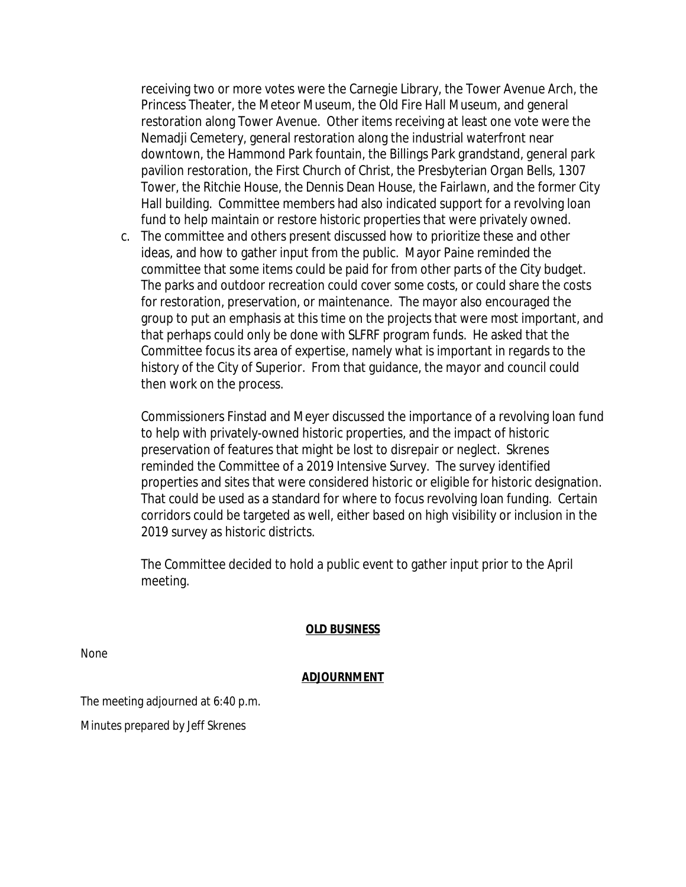receiving two or more votes were the Carnegie Library, the Tower Avenue Arch, the Princess Theater, the Meteor Museum, the Old Fire Hall Museum, and general restoration along Tower Avenue. Other items receiving at least one vote were the Nemadji Cemetery, general restoration along the industrial waterfront near downtown, the Hammond Park fountain, the Billings Park grandstand, general park pavilion restoration, the First Church of Christ, the Presbyterian Organ Bells, 1307 Tower, the Ritchie House, the Dennis Dean House, the Fairlawn, and the former City Hall building. Committee members had also indicated support for a revolving loan fund to help maintain or restore historic properties that were privately owned.

c. The committee and others present discussed how to prioritize these and other ideas, and how to gather input from the public. Mayor Paine reminded the committee that some items could be paid for from other parts of the City budget. The parks and outdoor recreation could cover some costs, or could share the costs for restoration, preservation, or maintenance. The mayor also encouraged the group to put an emphasis at this time on the projects that were most important, and that perhaps could only be done with SLFRF program funds. He asked that the Committee focus its area of expertise, namely what is important in regards to the history of the City of Superior. From that guidance, the mayor and council could then work on the process.

   Commissioners Finstad and Meyer discussed the importance of a revolving loan fund to help with privately-owned historic properties, and the impact of historic preservation of features that might be lost to disrepair or neglect. Skrenes reminded the Committee of a 2019 Intensive Survey. The survey identified properties and sites that were considered historic or eligible for historic designation. That could be used as a standard for where to focus revolving loan funding. Certain corridors could be targeted as well, either based on high visibility or inclusion in the 2019 survey as historic districts.

   The Committee decided to hold a public event to gather input prior to the April meeting.

**OLD BUSINESS**

None

**ADJOURNMENT**

The meeting adjourned at 6:40 p.m.

Minutes prepared by Jeff Skrenes